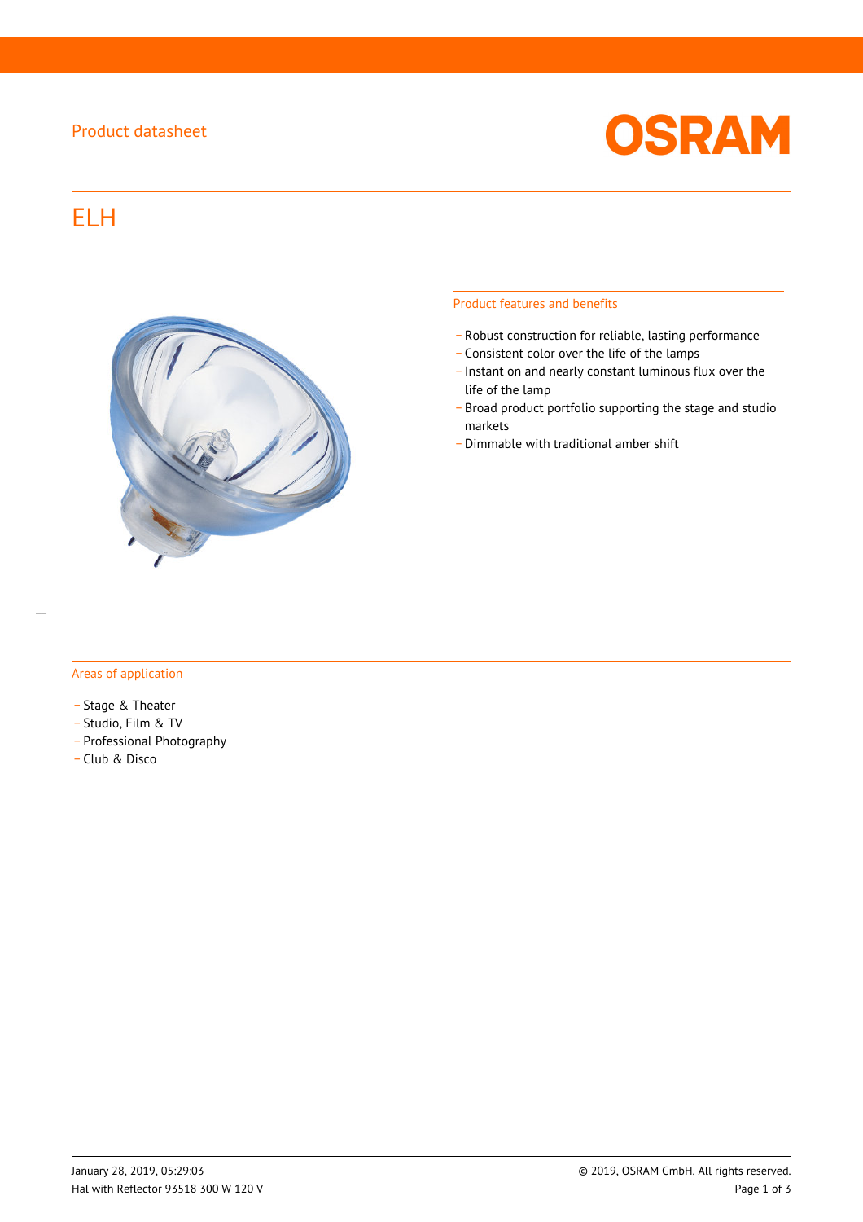Product datasheet

# ELH

## Product features and benefits

- Robust construction for reliable, lasting performance
- Consistent color over the life of the lamps
- Instant on and nearly constant luminous flux over the life of the lamp
- Broad product portfolio supporting the stage and studio markets
- Dimmable with traditional amber shift

## Areas of application

- Stage & Theater
- Studio, Film & TV
- Professional Photography
- Club & Disco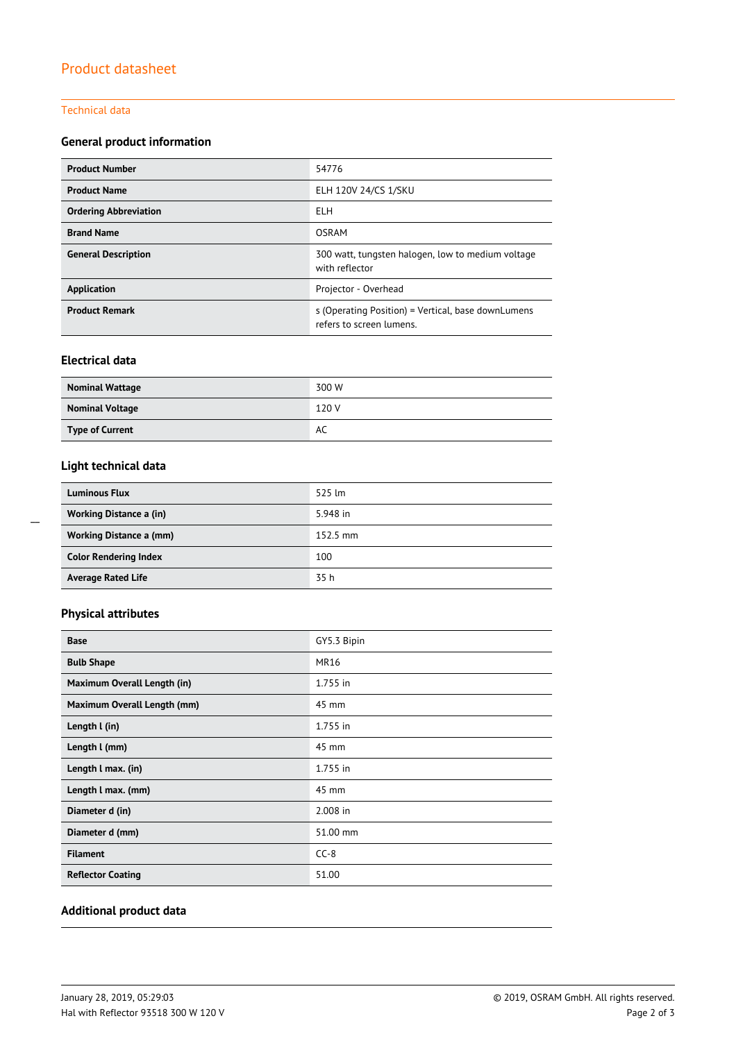# Product datasheet

## Technical data

### General product information

| | |
|---|---|
| **Product Number** | 54776 |
| **Product Name** | ELH 120V 24/CS 1/SKU |
| **Ordering Abbreviation** | ELH |
| **Brand Name** | OSRAM |
| **General Description** | 300 watt, tungsten halogen, low to medium voltage with reflector |
| **Application** | Projector - Overhead |
| **Product Remark** | s (Operating Position) = Vertical, base downLumens refers to screen lumens. |

### Electrical data

| | |
|---|---|
| **Nominal Wattage** | 300 W |
| **Nominal Voltage** | 120 V |
| **Type of Current** | AC |

### Light technical data

| | |
|---|---|
| **Luminous Flux** | 525 lm |
| **Working Distance a (in)** | 5.948 in |
| **Working Distance a (mm)** | 152.5 mm |
| **Color Rendering Index** | 100 |
| **Average Rated Life** | 35 h |

### Physical attributes

| | |
|---|---|
| **Base** | GY5.3 Bipin |
| **Bulb Shape** | MR16 |
| **Maximum Overall Length (in)** | 1.755 in |
| **Maximum Overall Length (mm)** | 45 mm |
| **Length l (in)** | 1.755 in |
| **Length l (mm)** | 45 mm |
| **Length l max. (in)** | 1.755 in |
| **Length l max. (mm)** | 45 mm |
| **Diameter d (in)** | 2.008 in |
| **Diameter d (mm)** | 51.00 mm |
| **Filament** | CC-8 |
| **Reflector Coating** | 51.00 |

### Additional product data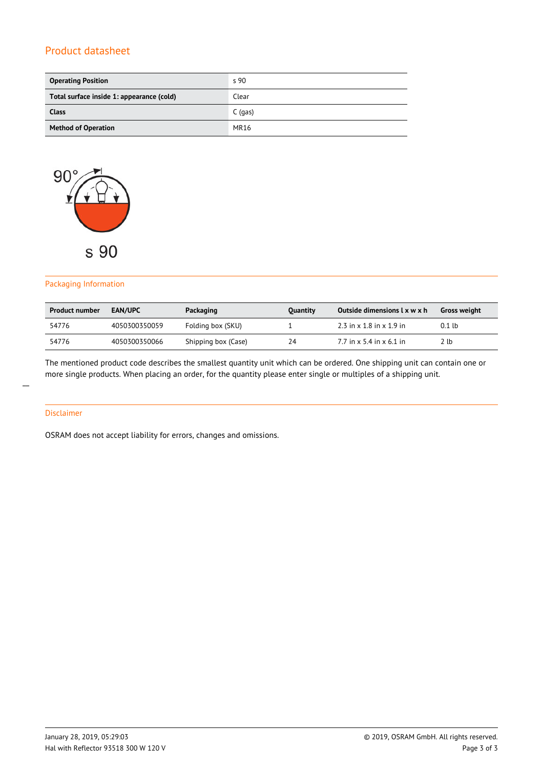## Product datasheet

| | |
|---|---|
| **Operating Position** | s 90 |
| **Total surface inside 1: appearance (cold)** | Clear |
| **Class** | C (gas) |
| **Method of Operation** | MR16 |

90°

s 90

### Packaging Information

| Product number | EAN/UPC | Packaging | Quantity | Outside dimensions l x w x h | Gross weight |
|---|---|---|---|---|---|
| 54776 | 4050300350059 | Folding box (SKU) | 1 | 2.3 in x 1.8 in x 1.9 in | 0.1 lb |
| 54776 | 4050300350066 | Shipping box (Case) | 24 | 7.7 in x 5.4 in x 6.1 in | 2 lb |

The mentioned product code describes the smallest quantity unit which can be ordered. One shipping unit can contain one or more single products. When placing an order, for the quantity please enter single or multiples of a shipping unit.

### Disclaimer

OSRAM does not accept liability for errors, changes and omissions.